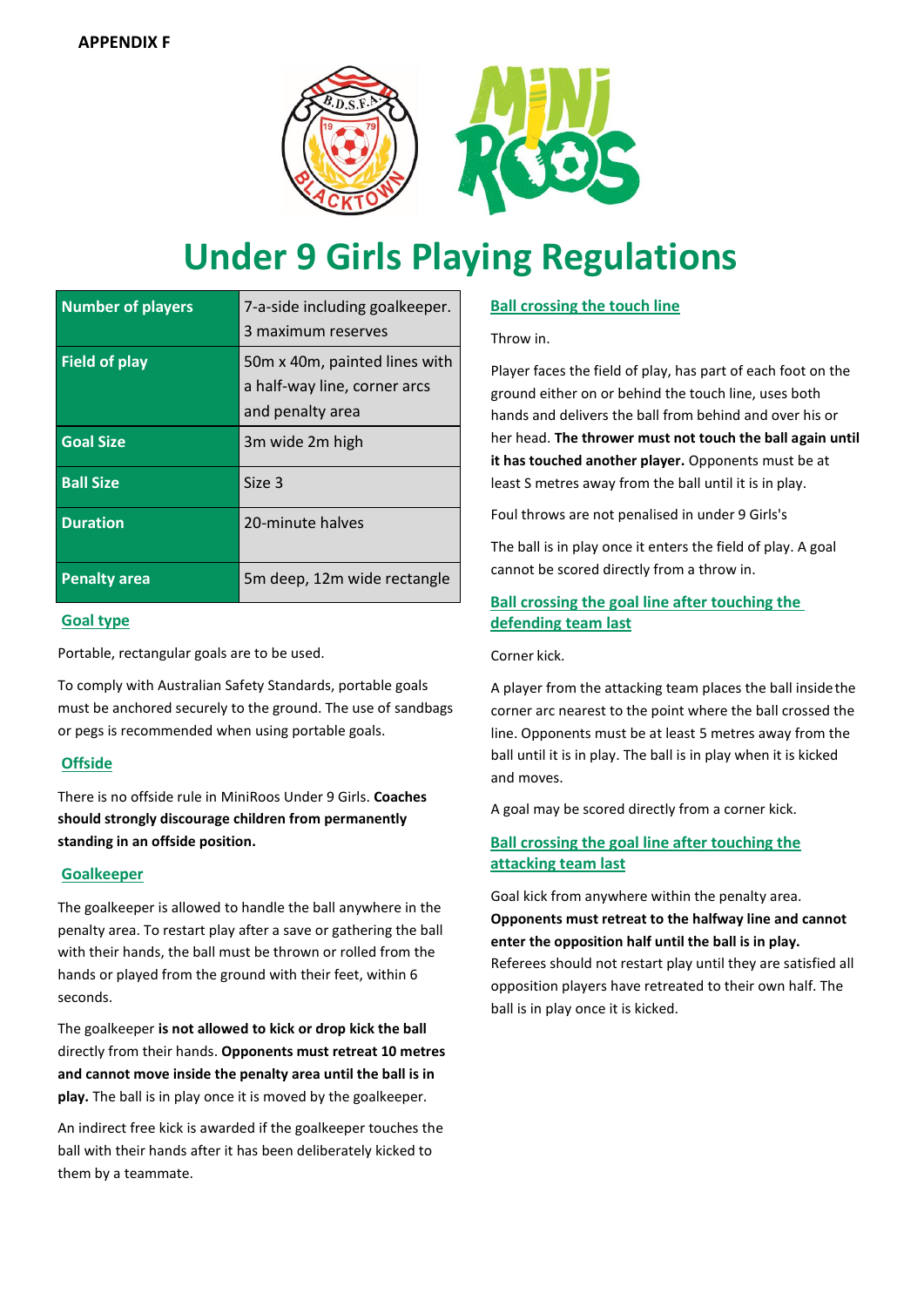**APPENDIX F**

# Under 9 Girls Playing Regulations

| Number of players | 7-a-side including goalkeeper. 3 maximum reserves |
|---|---|
| Field of play | 50m x 40m, painted lines with a half-way line, corner arcs and penalty area |
| Goal Size | 3m wide 2m high |
| Ball Size | Size 3 |
| Duration | 20-minute halves |
| Penalty area | 5m deep, 12m wide rectangle |

## Goal type

Portable, rectangular goals are to be used.

To comply with Australian Safety Standards, portable goals must be anchored securely to the ground. The use of sandbags or pegs is recommended when using portable goals.

## Offside

There is no offside rule in MiniRoos Under 9 Girls. **Coaches should strongly discourage children from permanently standing in an offside position.**

## Goalkeeper

The goalkeeper is allowed to handle the ball anywhere in the penalty area. To restart play after a save or gathering the ball with their hands, the ball must be thrown or rolled from the hands or played from the ground with their feet, within 6 seconds.

The goalkeeper **is not allowed to kick or drop kick the ball** directly from their hands. **Opponents must retreat 10 metres and cannot move inside the penalty area until the ball is in play.** The ball is in play once it is moved by the goalkeeper.

An indirect free kick is awarded if the goalkeeper touches the ball with their hands after it has been deliberately kicked to them by a teammate.

## Ball crossing the touch line

Throw in.

Player faces the field of play, has part of each foot on the ground either on or behind the touch line, uses both hands and delivers the ball from behind and over his or her head. **The thrower must not touch the ball again until it has touched another player.** Opponents must be at least S metres away from the ball until it is in play.

Foul throws are not penalised in under 9 Girls's

The ball is in play once it enters the field of play. A goal cannot be scored directly from a throw in.

## Ball crossing the goal line after touching the defending team last

Corner kick.

A player from the attacking team places the ball inside the corner arc nearest to the point where the ball crossed the line. Opponents must be at least 5 metres away from the ball until it is in play. The ball is in play when it is kicked and moves.

A goal may be scored directly from a corner kick.

## Ball crossing the goal line after touching the attacking team last

Goal kick from anywhere within the penalty area. **Opponents must retreat to the halfway line and cannot enter the opposition half until the ball is in play.** Referees should not restart play until they are satisfied all opposition players have retreated to their own half. The ball is in play once it is kicked.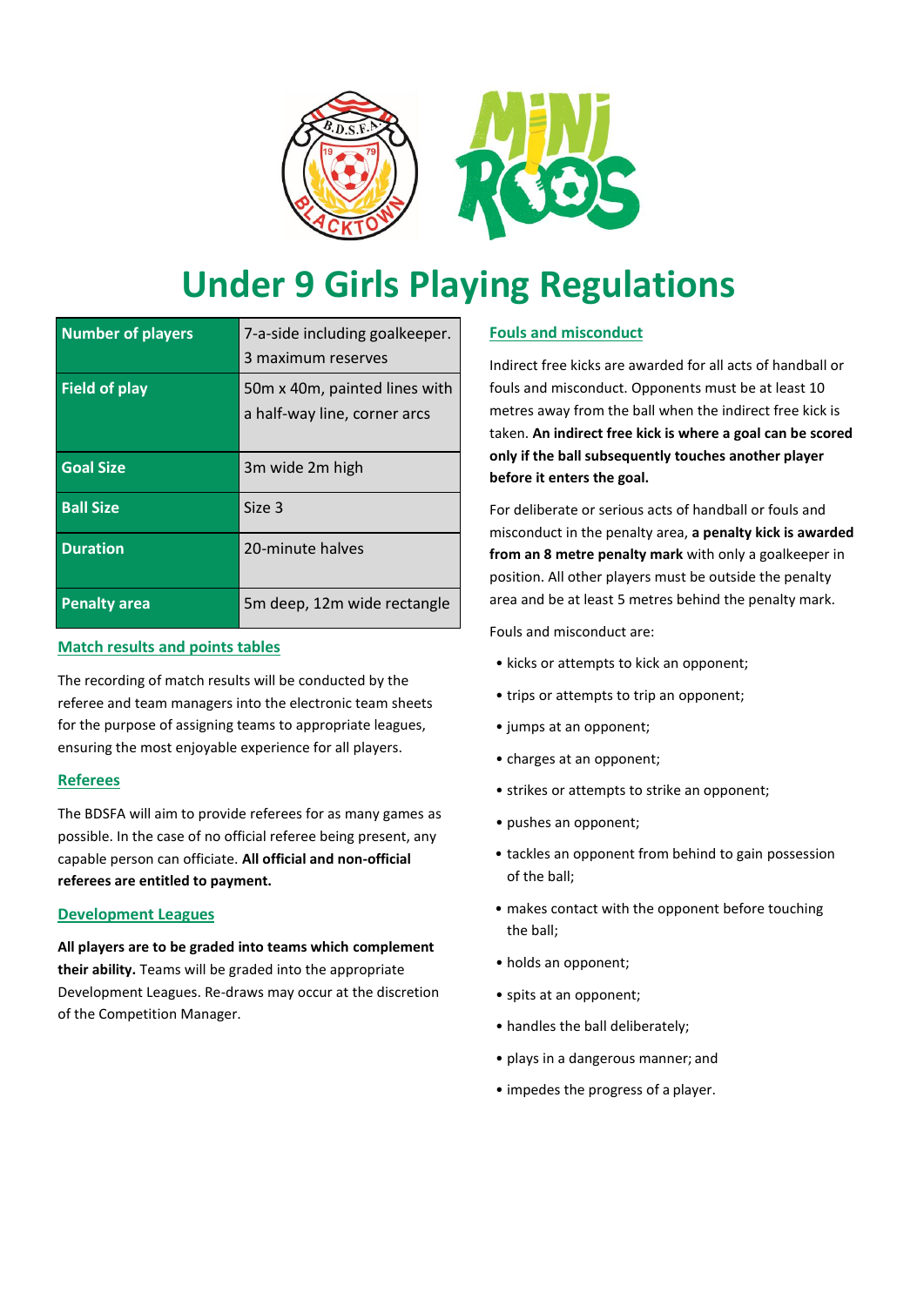# Under 9 Girls Playing Regulations

| | |
|---|---|
| **Number of players** | 7-a-side including goalkeeper. 3 maximum reserves |
| **Field of play** | 50m x 40m, painted lines with a half-way line, corner arcs |
| **Goal Size** | 3m wide 2m high |
| **Ball Size** | Size 3 |
| **Duration** | 20-minute halves |
| **Penalty area** | 5m deep, 12m wide rectangle |

## Match results and points tables

The recording of match results will be conducted by the referee and team managers into the electronic team sheets for the purpose of assigning teams to appropriate leagues, ensuring the most enjoyable experience for all players.

## Referees

The BDSFA will aim to provide referees for as many games as possible. In the case of no official referee being present, any capable person can officiate. **All official and non-official referees are entitled to payment.**

## Development Leagues

**All players are to be graded into teams which complement their ability.** Teams will be graded into the appropriate Development Leagues. Re-draws may occur at the discretion of the Competition Manager.

## Fouls and misconduct

Indirect free kicks are awarded for all acts of handball or fouls and misconduct. Opponents must be at least 10 metres away from the ball when the indirect free kick is taken. **An indirect free kick is where a goal can be scored only if the ball subsequently touches another player before it enters the goal.**

For deliberate or serious acts of handball or fouls and misconduct in the penalty area, **a penalty kick is awarded from an 8 metre penalty mark** with only a goalkeeper in position. All other players must be outside the penalty area and be at least 5 metres behind the penalty mark.

Fouls and misconduct are:

- kicks or attempts to kick an opponent;
- trips or attempts to trip an opponent;
- jumps at an opponent;
- charges at an opponent;
- strikes or attempts to strike an opponent;
- pushes an opponent;
- tackles an opponent from behind to gain possession of the ball;
- makes contact with the opponent before touching the ball;
- holds an opponent;
- spits at an opponent;
- handles the ball deliberately;
- plays in a dangerous manner; and
- impedes the progress of a player.